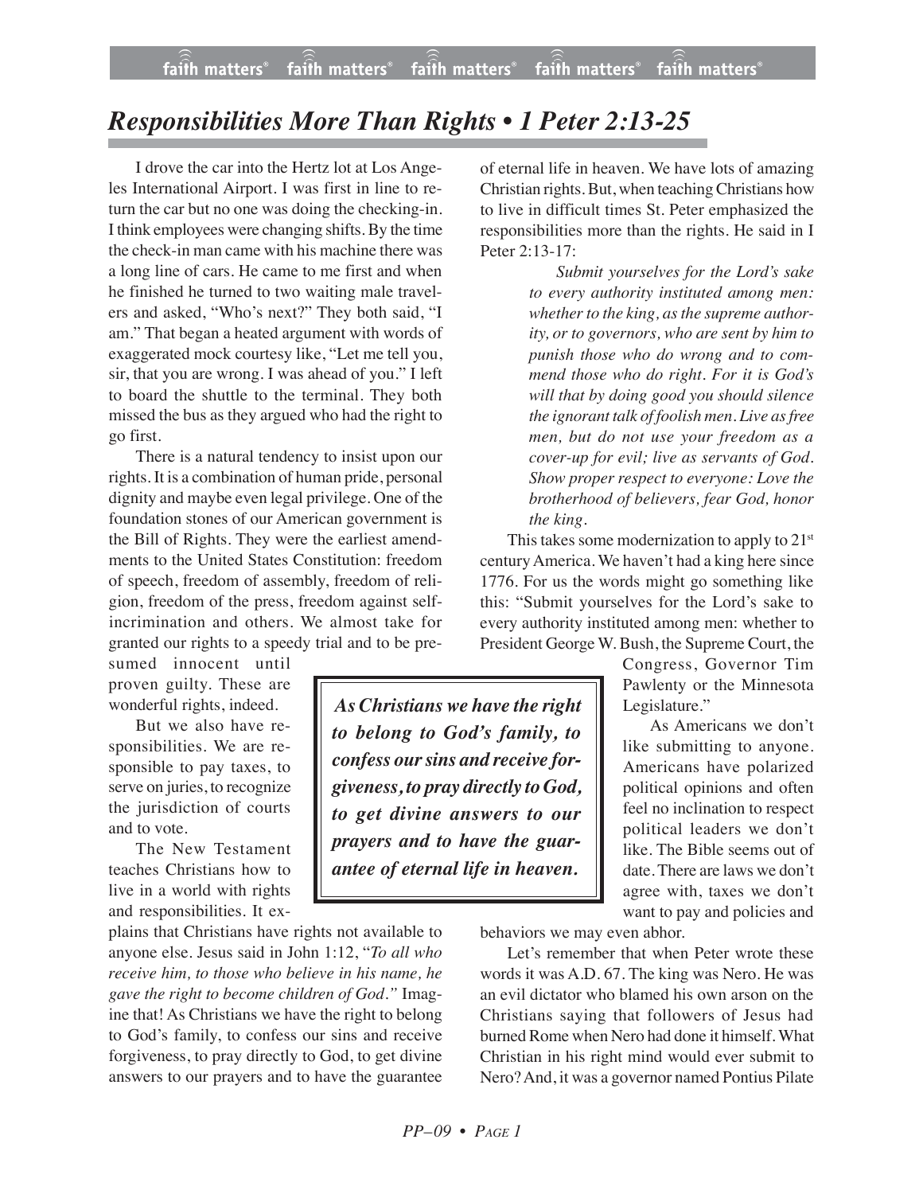# *Responsibilities More Than Rights • 1 Peter 2:13-25*

I drove the car into the Hertz lot at Los Angeles International Airport. I was first in line to return the car but no one was doing the checking-in. I think employees were changing shifts. By the time the check-in man came with his machine there was a long line of cars. He came to me first and when he finished he turned to two waiting male travelers and asked, "Who's next?" They both said, "I am." That began a heated argument with words of exaggerated mock courtesy like, "Let me tell you, sir, that you are wrong. I was ahead of you." I left to board the shuttle to the terminal. They both missed the bus as they argued who had the right to go first.

There is a natural tendency to insist upon our rights. It is a combination of human pride, personal dignity and maybe even legal privilege. One of the foundation stones of our American government is the Bill of Rights. They were the earliest amendments to the United States Constitution: freedom of speech, freedom of assembly, freedom of religion, freedom of the press, freedom against self-incrimination and others. We almost take for granted our rights to a speedy trial and to be presumed innocent until proven guilty. These are wonderful rights, indeed.

But we also have responsibilities. We are responsible to pay taxes, to serve on juries, to recognize the jurisdiction of courts and to vote.

The New Testament teaches Christians how to live in a world with rights and responsibilities. It explains that Christians have rights not available to anyone else. Jesus said in John 1:12, "*To all who receive him, to those who believe in his name, he gave the right to become children of God.*" Imagine that! As Christians we have the right to belong to God's family, to confess our sins and receive forgiveness, to pray directly to God, to get divine answers to our prayers and to have the guarantee of eternal life in heaven. We have lots of amazing Christian rights. But, when teaching Christians how to live in difficult times St. Peter emphasized the responsibilities more than the rights. He said in I Peter 2:13-17:

> *Submit yourselves for the Lord's sake to every authority instituted among men: whether to the king, as the supreme authority, or to governors, who are sent by him to punish those who do wrong and to commend those who do right. For it is God's will that by doing good you should silence the ignorant talk of foolish men. Live as free men, but do not use your freedom as a cover-up for evil; live as servants of God. Show proper respect to everyone: Love the brotherhood of believers, fear God, honor the king.*

> ***As Christians we have the right to belong to God's family, to confess our sins and receive forgiveness, to pray directly to God, to get divine answers to our prayers and to have the guarantee of eternal life in heaven.***

This takes some modernization to apply to 21st century America. We haven't had a king here since 1776. For us the words might go something like this: "Submit yourselves for the Lord's sake to every authority instituted among men: whether to President George W. Bush, the Supreme Court, the Congress, Governor Tim Pawlenty or the Minnesota Legislature."

As Americans we don't like submitting to anyone. Americans have polarized political opinions and often feel no inclination to respect political leaders we don't like. The Bible seems out of date. There are laws we don't agree with, taxes we don't want to pay and policies and behaviors we may even abhor.

Let's remember that when Peter wrote these words it was A.D. 67. The king was Nero. He was an evil dictator who blamed his own arson on the Christians saying that followers of Jesus had burned Rome when Nero had done it himself. What Christian in his right mind would ever submit to Nero? And, it was a governor named Pontius Pilate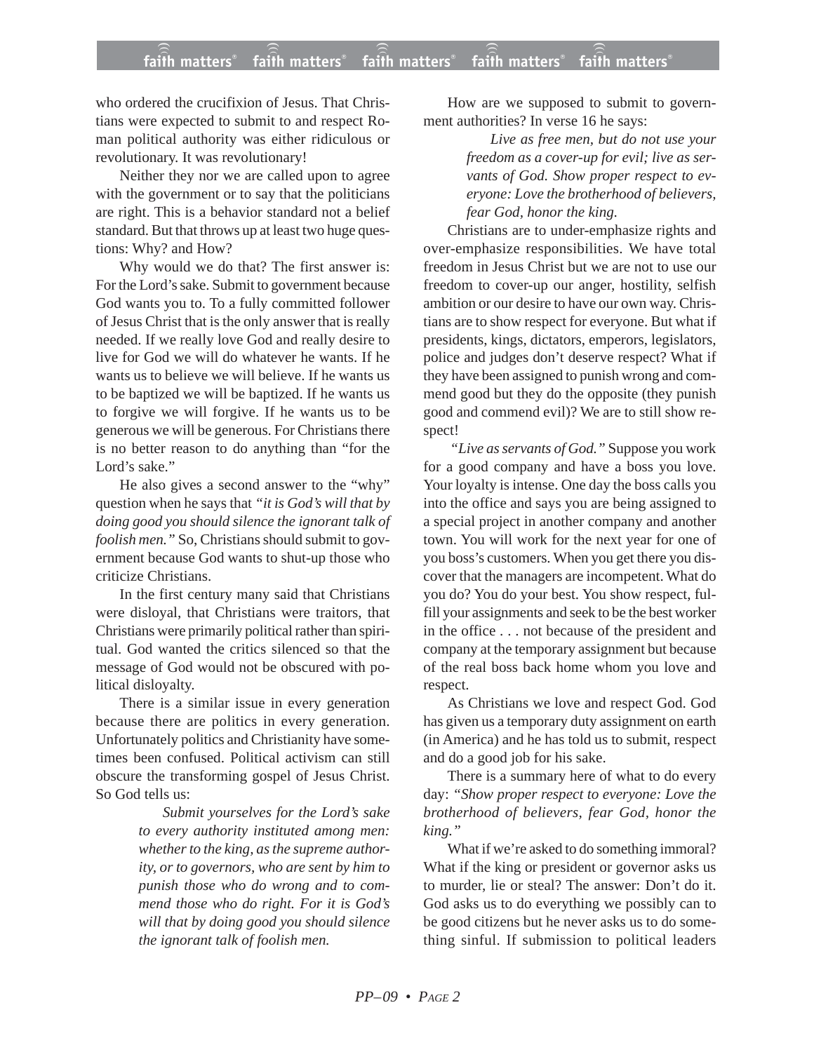who ordered the crucifixion of Jesus. That Christians were expected to submit to and respect Roman political authority was either ridiculous or revolutionary. It was revolutionary!

Neither they nor we are called upon to agree with the government or to say that the politicians are right. This is a behavior standard not a belief standard. But that throws up at least two huge questions: Why? and How?

Why would we do that? The first answer is: For the Lord's sake. Submit to government because God wants you to. To a fully committed follower of Jesus Christ that is the only answer that is really needed. If we really love God and really desire to live for God we will do whatever he wants. If he wants us to believe we will believe. If he wants us to be baptized we will be baptized. If he wants us to forgive we will forgive. If he wants us to be generous we will be generous. For Christians there is no better reason to do anything than "for the Lord's sake."

He also gives a second answer to the "why" question when he says that *"it is God's will that by doing good you should silence the ignorant talk of foolish men."* So, Christians should submit to government because God wants to shut-up those who criticize Christians.

In the first century many said that Christians were disloyal, that Christians were traitors, that Christians were primarily political rather than spiritual. God wanted the critics silenced so that the message of God would not be obscured with political disloyalty.

There is a similar issue in every generation because there are politics in every generation. Unfortunately politics and Christianity have sometimes been confused. Political activism can still obscure the transforming gospel of Jesus Christ. So God tells us:

> *Submit yourselves for the Lord's sake to every authority instituted among men: whether to the king, as the supreme authority, or to governors, who are sent by him to punish those who do wrong and to commend those who do right. For it is God's will that by doing good you should silence the ignorant talk of foolish men.*

How are we supposed to submit to government authorities? In verse 16 he says:

> *Live as free men, but do not use your freedom as a cover-up for evil; live as servants of God. Show proper respect to everyone: Love the brotherhood of believers, fear God, honor the king.*

Christians are to under-emphasize rights and over-emphasize responsibilities. We have total freedom in Jesus Christ but we are not to use our freedom to cover-up our anger, hostility, selfish ambition or our desire to have our own way. Christians are to show respect for everyone. But what if presidents, kings, dictators, emperors, legislators, police and judges don't deserve respect? What if they have been assigned to punish wrong and commend good but they do the opposite (they punish good and commend evil)? We are to still show respect!

*"Live as servants of God."* Suppose you work for a good company and have a boss you love. Your loyalty is intense. One day the boss calls you into the office and says you are being assigned to a special project in another company and another town. You will work for the next year for one of you boss's customers. When you get there you discover that the managers are incompetent. What do you do? You do your best. You show respect, fulfill your assignments and seek to be the best worker in the office . . . not because of the president and company at the temporary assignment but because of the real boss back home whom you love and respect.

As Christians we love and respect God. God has given us a temporary duty assignment on earth (in America) and he has told us to submit, respect and do a good job for his sake.

There is a summary here of what to do every day: *"Show proper respect to everyone: Love the brotherhood of believers, fear God, honor the king."*

What if we're asked to do something immoral? What if the king or president or governor asks us to murder, lie or steal? The answer: Don't do it. God asks us to do everything we possibly can to be good citizens but he never asks us to do something sinful. If submission to political leaders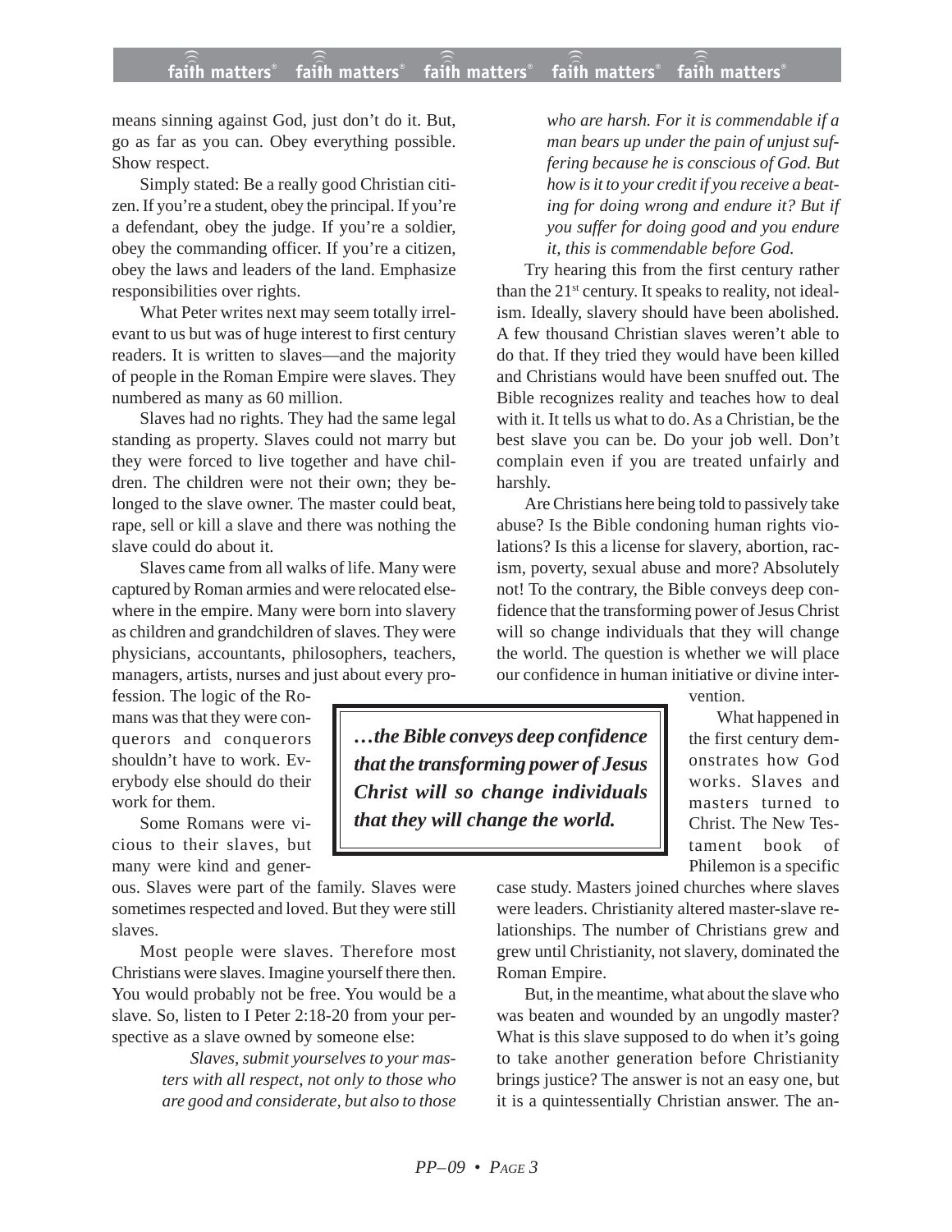means sinning against God, just don't do it. But, go as far as you can. Obey everything possible. Show respect.

Simply stated: Be a really good Christian citizen. If you're a student, obey the principal. If you're a defendant, obey the judge. If you're a soldier, obey the commanding officer. If you're a citizen, obey the laws and leaders of the land. Emphasize responsibilities over rights.

What Peter writes next may seem totally irrelevant to us but was of huge interest to first century readers. It is written to slaves—and the majority of people in the Roman Empire were slaves. They numbered as many as 60 million.

Slaves had no rights. They had the same legal standing as property. Slaves could not marry but they were forced to live together and have children. The children were not their own; they belonged to the slave owner. The master could beat, rape, sell or kill a slave and there was nothing the slave could do about it.

Slaves came from all walks of life. Many were captured by Roman armies and were relocated elsewhere in the empire. Many were born into slavery as children and grandchildren of slaves. They were physicians, accountants, philosophers, teachers, managers, artists, nurses and just about every profession. The logic of the Romans was that they were conquerors and conquerors shouldn't have to work. Everybody else should do their work for them.

Some Romans were vicious to their slaves, but many were kind and generous. Slaves were part of the family. Slaves were sometimes respected and loved. But they were still slaves.

Most people were slaves. Therefore most Christians were slaves. Imagine yourself there then. You would probably not be free. You would be a slave. So, listen to I Peter 2:18-20 from your perspective as a slave owned by someone else:

> *Slaves, submit yourselves to your masters with all respect, not only to those who are good and considerate, but also to those who are harsh. For it is commendable if a man bears up under the pain of unjust suffering because he is conscious of God. But how is it to your credit if you receive a beating for doing wrong and endure it? But if you suffer for doing good and you endure it, this is commendable before God.*

Try hearing this from the first century rather than the 21st century. It speaks to reality, not idealism. Ideally, slavery should have been abolished. A few thousand Christian slaves weren't able to do that. If they tried they would have been killed and Christians would have been snuffed out. The Bible recognizes reality and teaches how to deal with it. It tells us what to do. As a Christian, be the best slave you can be. Do your job well. Don't complain even if you are treated unfairly and harshly.

Are Christians here being told to passively take abuse? Is the Bible condoning human rights violations? Is this a license for slavery, abortion, racism, poverty, sexual abuse and more? Absolutely not! To the contrary, the Bible conveys deep confidence that the transforming power of Jesus Christ will so change individuals that they will change the world. The question is whether we will place our confidence in human initiative or divine intervention.

> ***…the Bible conveys deep confidence that the transforming power of Jesus Christ will so change individuals that they will change the world.***

What happened in the first century demonstrates how God works. Slaves and masters turned to Christ. The New Testament book of Philemon is a specific case study. Masters joined churches where slaves were leaders. Christianity altered master-slave relationships. The number of Christians grew and grew until Christianity, not slavery, dominated the Roman Empire.

But, in the meantime, what about the slave who was beaten and wounded by an ungodly master? What is this slave supposed to do when it's going to take another generation before Christianity brings justice? The answer is not an easy one, but it is a quintessentially Christian answer. The an-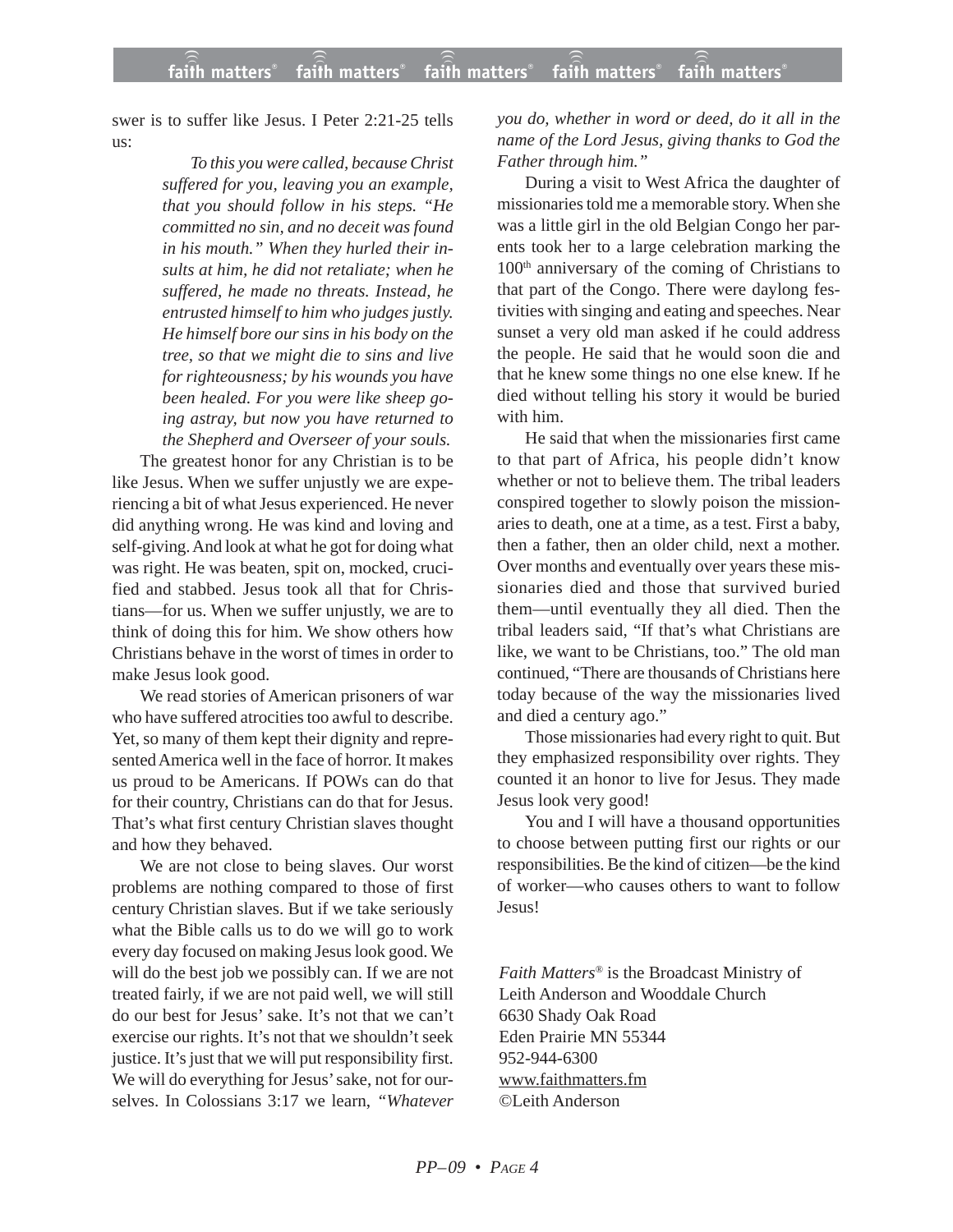swer is to suffer like Jesus. I Peter 2:21-25 tells us:

> *To this you were called, because Christ suffered for you, leaving you an example, that you should follow in his steps. "He committed no sin, and no deceit was found in his mouth." When they hurled their insults at him, he did not retaliate; when he suffered, he made no threats. Instead, he entrusted himself to him who judges justly. He himself bore our sins in his body on the tree, so that we might die to sins and live for righteousness; by his wounds you have been healed. For you were like sheep going astray, but now you have returned to the Shepherd and Overseer of your souls.*

The greatest honor for any Christian is to be like Jesus. When we suffer unjustly we are experiencing a bit of what Jesus experienced. He never did anything wrong. He was kind and loving and self-giving. And look at what he got for doing what was right. He was beaten, spit on, mocked, crucified and stabbed. Jesus took all that for Christians—for us. When we suffer unjustly, we are to think of doing this for him. We show others how Christians behave in the worst of times in order to make Jesus look good.

We read stories of American prisoners of war who have suffered atrocities too awful to describe. Yet, so many of them kept their dignity and represented America well in the face of horror. It makes us proud to be Americans. If POWs can do that for their country, Christians can do that for Jesus. That's what first century Christian slaves thought and how they behaved.

We are not close to being slaves. Our worst problems are nothing compared to those of first century Christian slaves. But if we take seriously what the Bible calls us to do we will go to work every day focused on making Jesus look good. We will do the best job we possibly can. If we are not treated fairly, if we are not paid well, we will still do our best for Jesus' sake. It's not that we can't exercise our rights. It's not that we shouldn't seek justice. It's just that we will put responsibility first. We will do everything for Jesus' sake, not for ourselves. In Colossians 3:17 we learn, *"Whatever you do, whether in word or deed, do it all in the name of the Lord Jesus, giving thanks to God the Father through him."*

During a visit to West Africa the daughter of missionaries told me a memorable story. When she was a little girl in the old Belgian Congo her parents took her to a large celebration marking the 100th anniversary of the coming of Christians to that part of the Congo. There were daylong festivities with singing and eating and speeches. Near sunset a very old man asked if he could address the people. He said that he would soon die and that he knew some things no one else knew. If he died without telling his story it would be buried with him.

He said that when the missionaries first came to that part of Africa, his people didn't know whether or not to believe them. The tribal leaders conspired together to slowly poison the missionaries to death, one at a time, as a test. First a baby, then a father, then an older child, next a mother. Over months and eventually over years these missionaries died and those that survived buried them—until eventually they all died. Then the tribal leaders said, "If that's what Christians are like, we want to be Christians, too." The old man continued, "There are thousands of Christians here today because of the way the missionaries lived and died a century ago."

Those missionaries had every right to quit. But they emphasized responsibility over rights. They counted it an honor to live for Jesus. They made Jesus look very good!

You and I will have a thousand opportunities to choose between putting first our rights or our responsibilities. Be the kind of citizen—be the kind of worker—who causes others to want to follow Jesus!

*Faith Matters*® is the Broadcast Ministry of
Leith Anderson and Wooddale Church
6630 Shady Oak Road
Eden Prairie MN 55344
952-944-6300
www.faithmatters.fm
©Leith Anderson